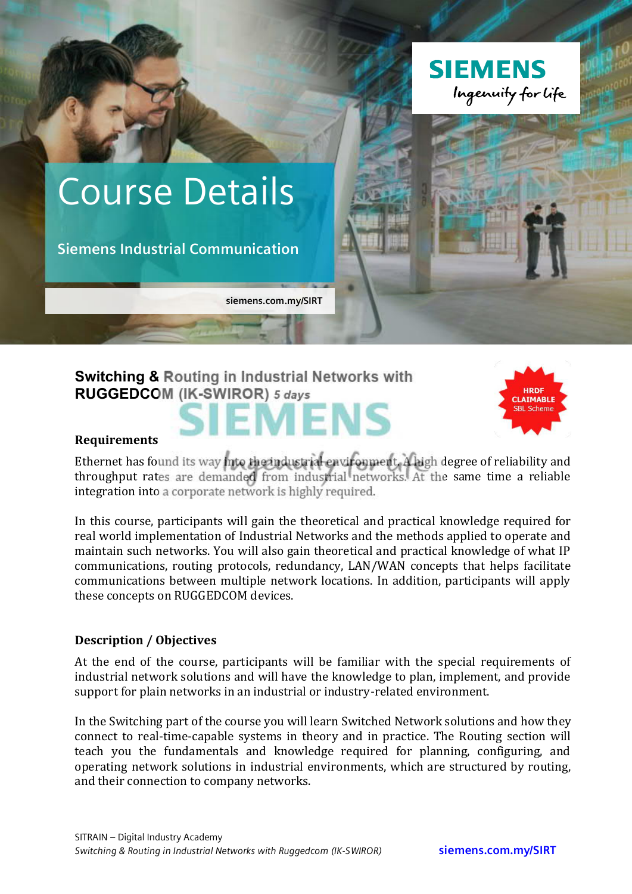# Course Details

## Siemens Industrial Communication

siemens.com.my/SIRT

### Switching & Routing in Industrial Networks with RUGGEDCOM (IK-SWIROR) *5 days*

HRDF CLAIMABLE SBL Scheme

#### Requirements

Ethernet has found its way into the industrial environment. A high degree of reliability and throughput rates are demanded from industrial networks. At the same time a reliable integration into a corporate network is highly required.

In this course, participants will gain the theoretical and practical knowledge required for real world implementation of Industrial Networks and the methods applied to operate and maintain such networks. You will also gain theoretical and practical knowledge of what IP communications, routing protocols, redundancy, LAN/WAN concepts that helps facilitate communications between multiple network locations. In addition, participants will apply these concepts on RUGGEDCOM devices.

#### Description / Objectives

At the end of the course, participants will be familiar with the special requirements of industrial network solutions and will have the knowledge to plan, implement, and provide support for plain networks in an industrial or industry-related environment.

In the Switching part of the course you will learn Switched Network solutions and how they connect to real-time-capable systems in theory and in practice. The Routing section will teach you the fundamentals and knowledge required for planning, configuring, and operating network solutions in industrial environments, which are structured by routing, and their connection to company networks.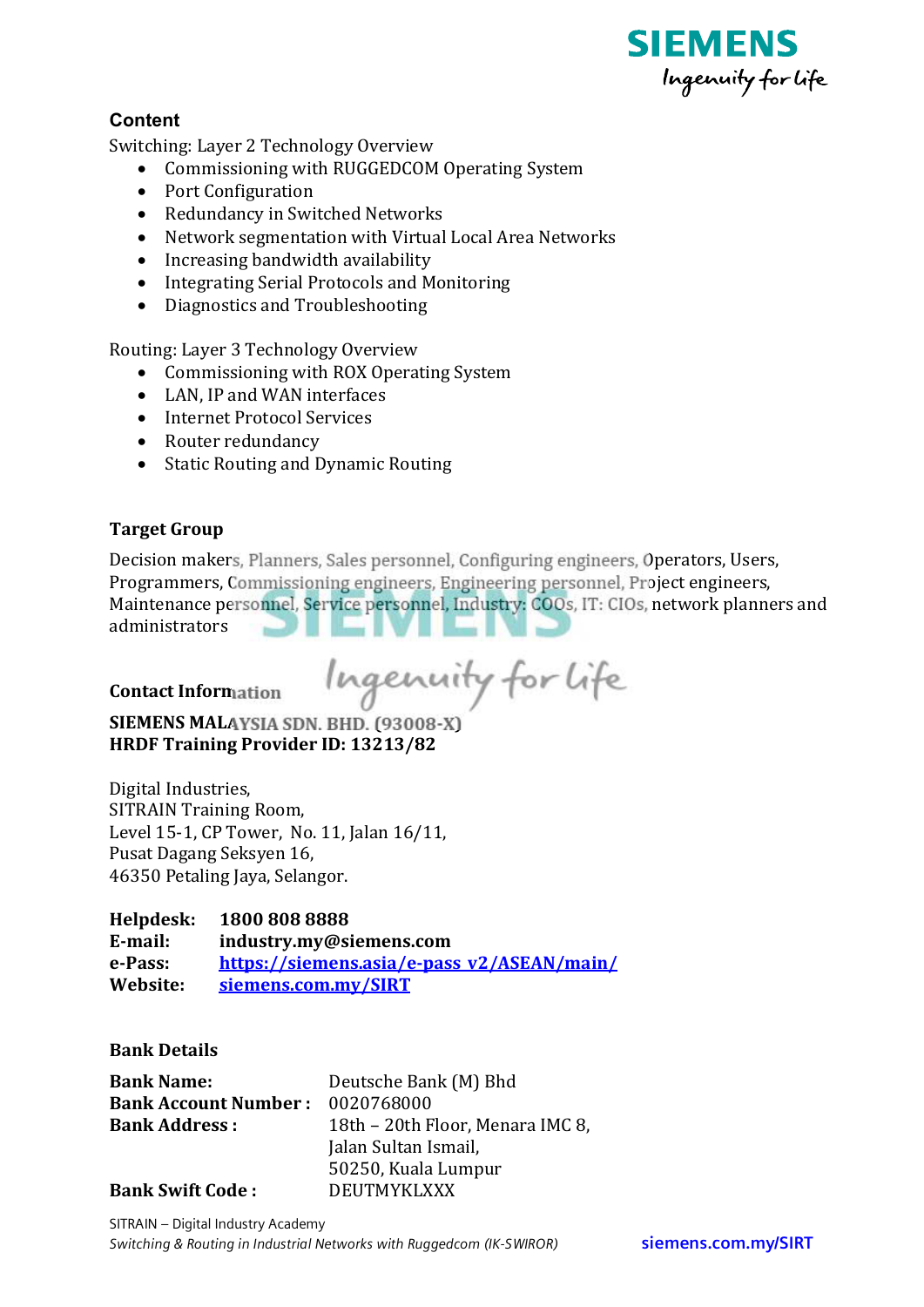## Content

Switching: Layer 2 Technology Overview

- Commissioning with RUGGEDCOM Operating System
- Port Configuration
- Redundancy in Switched Networks
- Network segmentation with Virtual Local Area Networks
- Increasing bandwidth availability
- Integrating Serial Protocols and Monitoring
- Diagnostics and Troubleshooting

Routing: Layer 3 Technology Overview

- Commissioning with ROX Operating System
- LAN, IP and WAN interfaces
- Internet Protocol Services
- Router redundancy
- Static Routing and Dynamic Routing

## Target Group

Decision makers, Planners, Sales personnel, Configuring engineers, Operators, Users, Programmers, Commissioning engineers, Engineering personnel, Project engineers, Maintenance personnel, Service personnel, Industry: COOs, IT: CIOs, network planners and administrators

## Contact Information

**SIEMENS MALAYSIA SDN. BHD. (93008-X)**
**HRDF Training Provider ID: 13213/82**

Digital Industries,
SITRAIN Training Room,
Level 15-1, CP Tower, No. 11, Jalan 16/11,
Pusat Dagang Seksyen 16,
46350 Petaling Jaya, Selangor.

**Helpdesk:** **1800 808 8888**
**E-mail:** **industry.my@siemens.com**
**e-Pass:** **https://siemens.asia/e-pass_v2/ASEAN/main/**
**Website:** **siemens.com.my/SIRT**

## Bank Details

**Bank Name:** Deutsche Bank (M) Bhd
**Bank Account Number :** 0020768000
**Bank Address :** 18th – 20th Floor, Menara IMC 8, Jalan Sultan Ismail, 50250, Kuala Lumpur
**Bank Swift Code :** DEUTMYKLXXX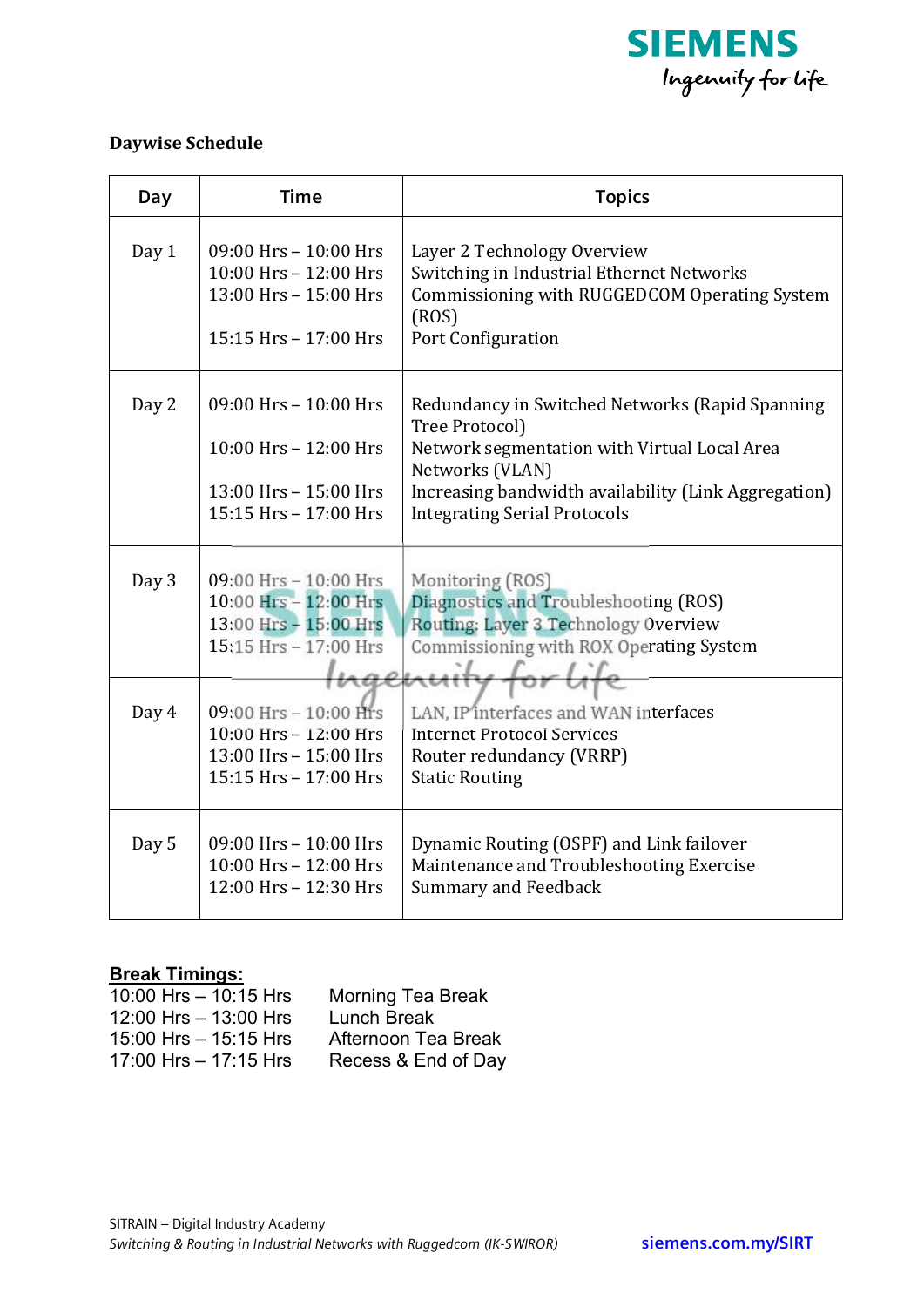### Daywise Schedule

| Day | Time | Topics |
|---|---|---|
| Day 1 | 09:00 Hrs – 10:00 Hrs<br>10:00 Hrs – 12:00 Hrs<br>13:00 Hrs – 15:00 Hrs<br>15:15 Hrs – 17:00 Hrs | Layer 2 Technology Overview<br>Switching in Industrial Ethernet Networks<br>Commissioning with RUGGEDCOM Operating System (ROS)<br>Port Configuration |
| Day 2 | 09:00 Hrs – 10:00 Hrs<br>10:00 Hrs – 12:00 Hrs<br>13:00 Hrs – 15:00 Hrs<br>15:15 Hrs – 17:00 Hrs | Redundancy in Switched Networks (Rapid Spanning Tree Protocol)<br>Network segmentation with Virtual Local Area Networks (VLAN)<br>Increasing bandwidth availability (Link Aggregation)<br>Integrating Serial Protocols |
| Day 3 | 09:00 Hrs – 10:00 Hrs<br>10:00 Hrs – 12:00 Hrs<br>13:00 Hrs – 15:00 Hrs<br>15:15 Hrs – 17:00 Hrs | Monitoring (ROS)<br>Diagnostics and Troubleshooting (ROS)<br>Routing: Layer 3 Technology Overview<br>Commissioning with ROX Operating System |
| Day 4 | 09:00 Hrs – 10:00 Hrs<br>10:00 Hrs – 12:00 Hrs<br>13:00 Hrs – 15:00 Hrs<br>15:15 Hrs – 17:00 Hrs | LAN, IP interfaces and WAN interfaces<br>Internet Protocol Services<br>Router redundancy (VRRP)<br>Static Routing |
| Day 5 | 09:00 Hrs – 10:00 Hrs<br>10:00 Hrs – 12:00 Hrs<br>12:00 Hrs – 12:30 Hrs | Dynamic Routing (OSPF) and Link failover<br>Maintenance and Troubleshooting Exercise<br>Summary and Feedback |

**Break Timings:**

| | |
|---|---|
| 10:00 Hrs – 10:15 Hrs | Morning Tea Break |
| 12:00 Hrs – 13:00 Hrs | Lunch Break |
| 15:00 Hrs – 15:15 Hrs | Afternoon Tea Break |
| 17:00 Hrs – 17:15 Hrs | Recess & End of Day |